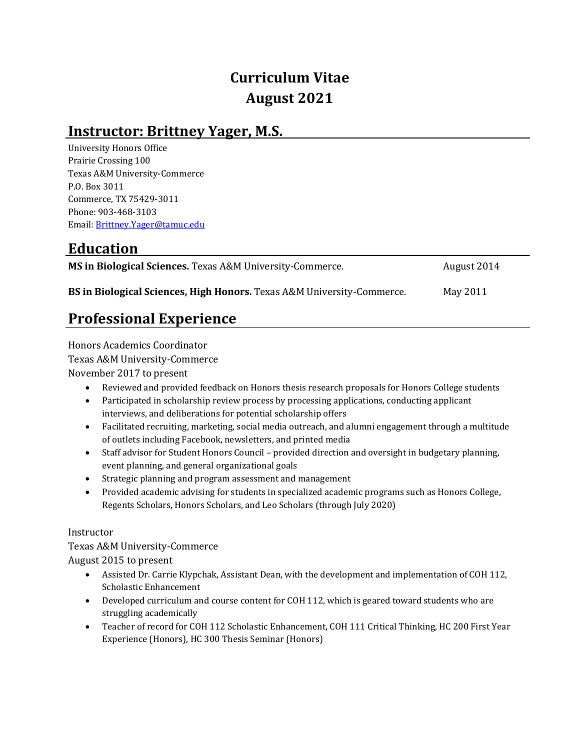# Curriculum Vitae
# August 2021

## Instructor: Brittney Yager, M.S.

University Honors Office
Prairie Crossing 100
Texas A&M University-Commerce
P.O. Box 3011
Commerce, TX 75429-3011
Phone: 903-468-3103
Email: Brittney.Yager@tamuc.edu

## Education

**MS in Biological Sciences.** Texas A&M University-Commerce. August 2014

**BS in Biological Sciences, High Honors.** Texas A&M University-Commerce. May 2011

## Professional Experience

Honors Academics Coordinator
Texas A&M University-Commerce
November 2017 to present

- Reviewed and provided feedback on Honors thesis research proposals for Honors College students
- Participated in scholarship review process by processing applications, conducting applicant interviews, and deliberations for potential scholarship offers
- Facilitated recruiting, marketing, social media outreach, and alumni engagement through a multitude of outlets including Facebook, newsletters, and printed media
- Staff advisor for Student Honors Council – provided direction and oversight in budgetary planning, event planning, and general organizational goals
- Strategic planning and program assessment and management
- Provided academic advising for students in specialized academic programs such as Honors College, Regents Scholars, Honors Scholars, and Leo Scholars (through July 2020)

Instructor
Texas A&M University-Commerce
August 2015 to present

- Assisted Dr. Carrie Klypchak, Assistant Dean, with the development and implementation of COH 112, Scholastic Enhancement
- Developed curriculum and course content for COH 112, which is geared toward students who are struggling academically
- Teacher of record for COH 112 Scholastic Enhancement, COH 111 Critical Thinking, HC 200 First Year Experience (Honors), HC 300 Thesis Seminar (Honors)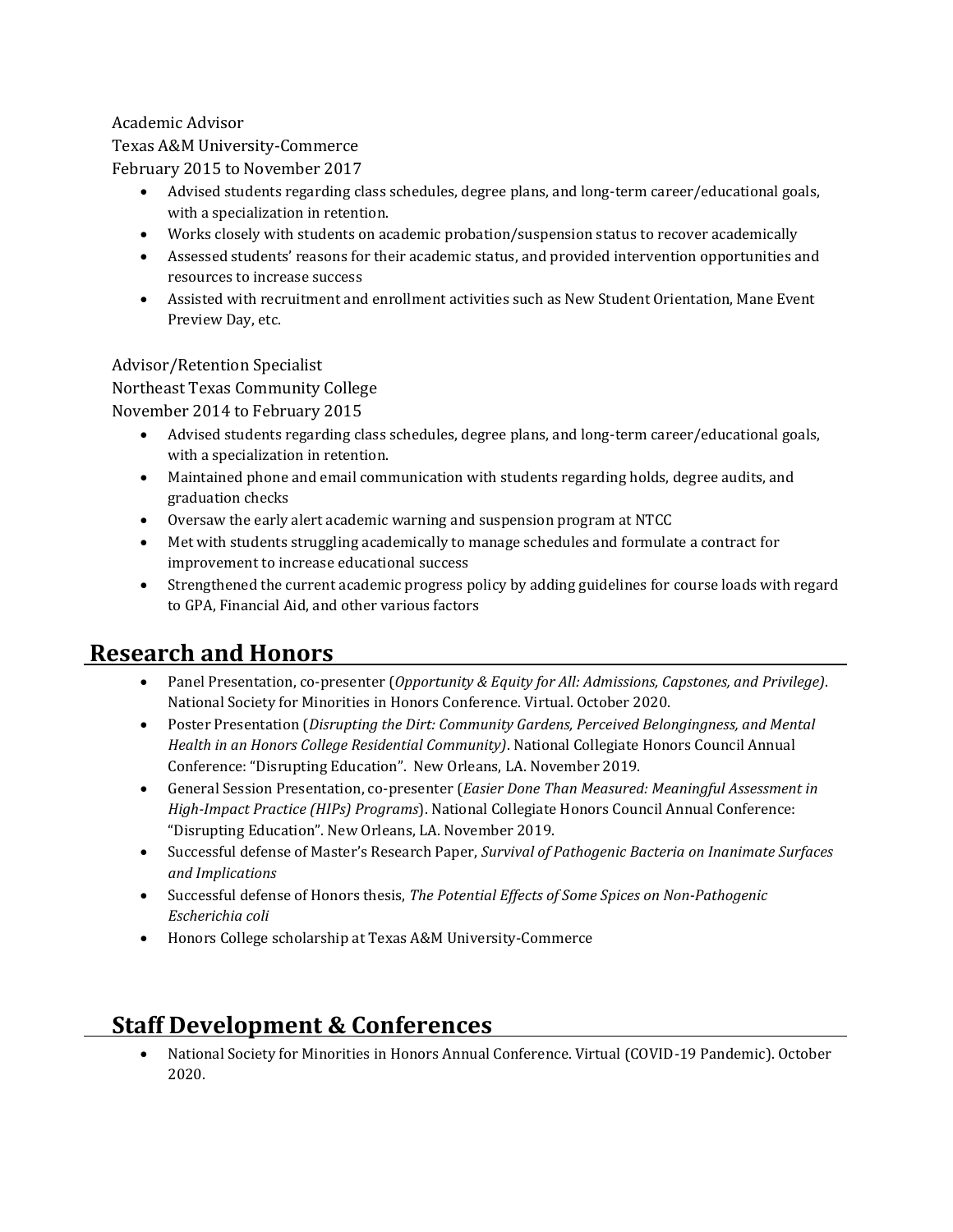Academic Advisor
Texas A&M University-Commerce
February 2015 to November 2017

- Advised students regarding class schedules, degree plans, and long-term career/educational goals, with a specialization in retention.
- Works closely with students on academic probation/suspension status to recover academically
- Assessed students' reasons for their academic status, and provided intervention opportunities and resources to increase success
- Assisted with recruitment and enrollment activities such as New Student Orientation, Mane Event Preview Day, etc.

Advisor/Retention Specialist
Northeast Texas Community College
November 2014 to February 2015

- Advised students regarding class schedules, degree plans, and long-term career/educational goals, with a specialization in retention.
- Maintained phone and email communication with students regarding holds, degree audits, and graduation checks
- Oversaw the early alert academic warning and suspension program at NTCC
- Met with students struggling academically to manage schedules and formulate a contract for improvement to increase educational success
- Strengthened the current academic progress policy by adding guidelines for course loads with regard to GPA, Financial Aid, and other various factors

## Research and Honors

- Panel Presentation, co-presenter (*Opportunity & Equity for All: Admissions, Capstones, and Privilege)*. National Society for Minorities in Honors Conference. Virtual. October 2020.
- Poster Presentation (*Disrupting the Dirt: Community Gardens, Perceived Belongingness, and Mental Health in an Honors College Residential Community)*. National Collegiate Honors Council Annual Conference: "Disrupting Education". New Orleans, LA. November 2019.
- General Session Presentation, co-presenter (*Easier Done Than Measured: Meaningful Assessment in High-Impact Practice (HIPs) Programs*). National Collegiate Honors Council Annual Conference: "Disrupting Education". New Orleans, LA. November 2019.
- Successful defense of Master's Research Paper, *Survival of Pathogenic Bacteria on Inanimate Surfaces and Implications*
- Successful defense of Honors thesis, *The Potential Effects of Some Spices on Non-Pathogenic Escherichia coli*
- Honors College scholarship at Texas A&M University-Commerce

## Staff Development & Conferences

- National Society for Minorities in Honors Annual Conference. Virtual (COVID-19 Pandemic). October 2020.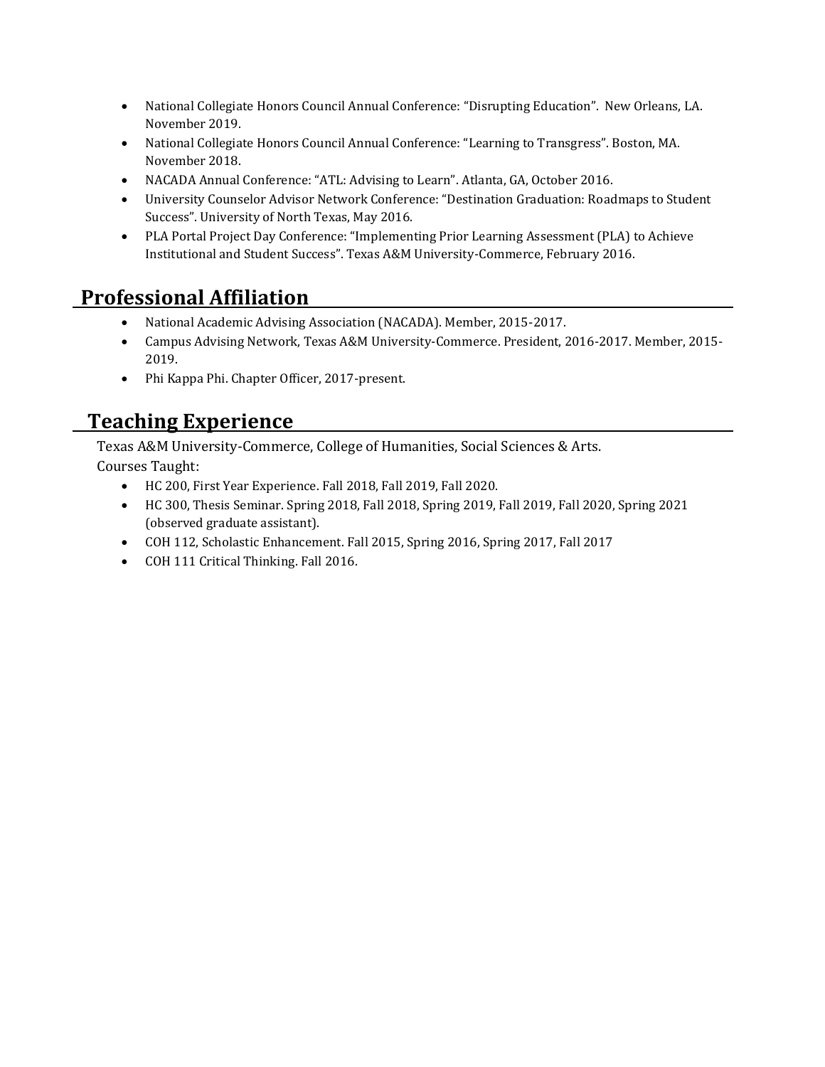- National Collegiate Honors Council Annual Conference: "Disrupting Education". New Orleans, LA. November 2019.
- National Collegiate Honors Council Annual Conference: "Learning to Transgress". Boston, MA. November 2018.
- NACADA Annual Conference: "ATL: Advising to Learn". Atlanta, GA, October 2016.
- University Counselor Advisor Network Conference: "Destination Graduation: Roadmaps to Student Success". University of North Texas, May 2016.
- PLA Portal Project Day Conference: "Implementing Prior Learning Assessment (PLA) to Achieve Institutional and Student Success". Texas A&M University-Commerce, February 2016.

## Professional Affiliation

- National Academic Advising Association (NACADA). Member, 2015-2017.
- Campus Advising Network, Texas A&M University-Commerce. President, 2016-2017. Member, 2015-2019.
- Phi Kappa Phi. Chapter Officer, 2017-present.

## Teaching Experience

Texas A&M University-Commerce, College of Humanities, Social Sciences & Arts.
Courses Taught:

- HC 200, First Year Experience. Fall 2018, Fall 2019, Fall 2020.
- HC 300, Thesis Seminar. Spring 2018, Fall 2018, Spring 2019, Fall 2019, Fall 2020, Spring 2021 (observed graduate assistant).
- COH 112, Scholastic Enhancement. Fall 2015, Spring 2016, Spring 2017, Fall 2017
- COH 111 Critical Thinking. Fall 2016.